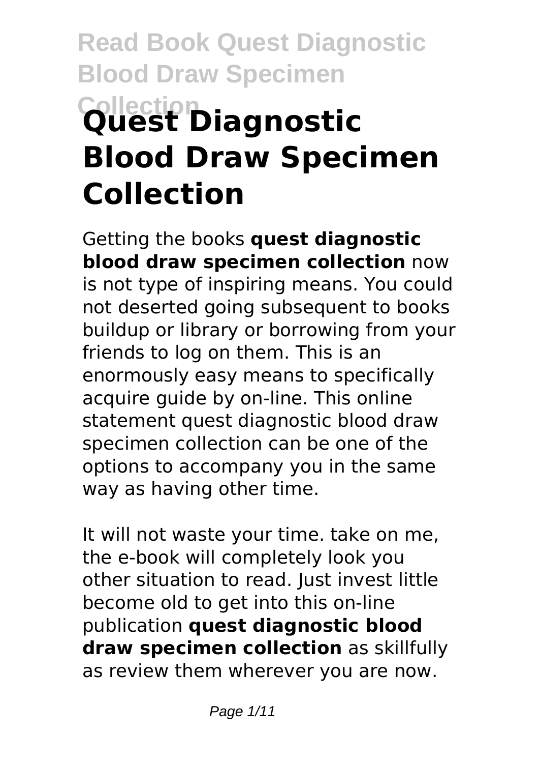# Quest Diagnostic Blood Draw Specimen Collection

Getting the books **quest diagnostic blood draw specimen collection** now is not type of inspiring means. You could not deserted going subsequent to books buildup or library or borrowing from your friends to log on them. This is an enormously easy means to specifically acquire guide by on-line. This online statement quest diagnostic blood draw specimen collection can be one of the options to accompany you in the same way as having other time.

It will not waste your time. take on me, the e-book will completely look you other situation to read. Just invest little become old to get into this on-line publication **quest diagnostic blood draw specimen collection** as skillfully as review them wherever you are now.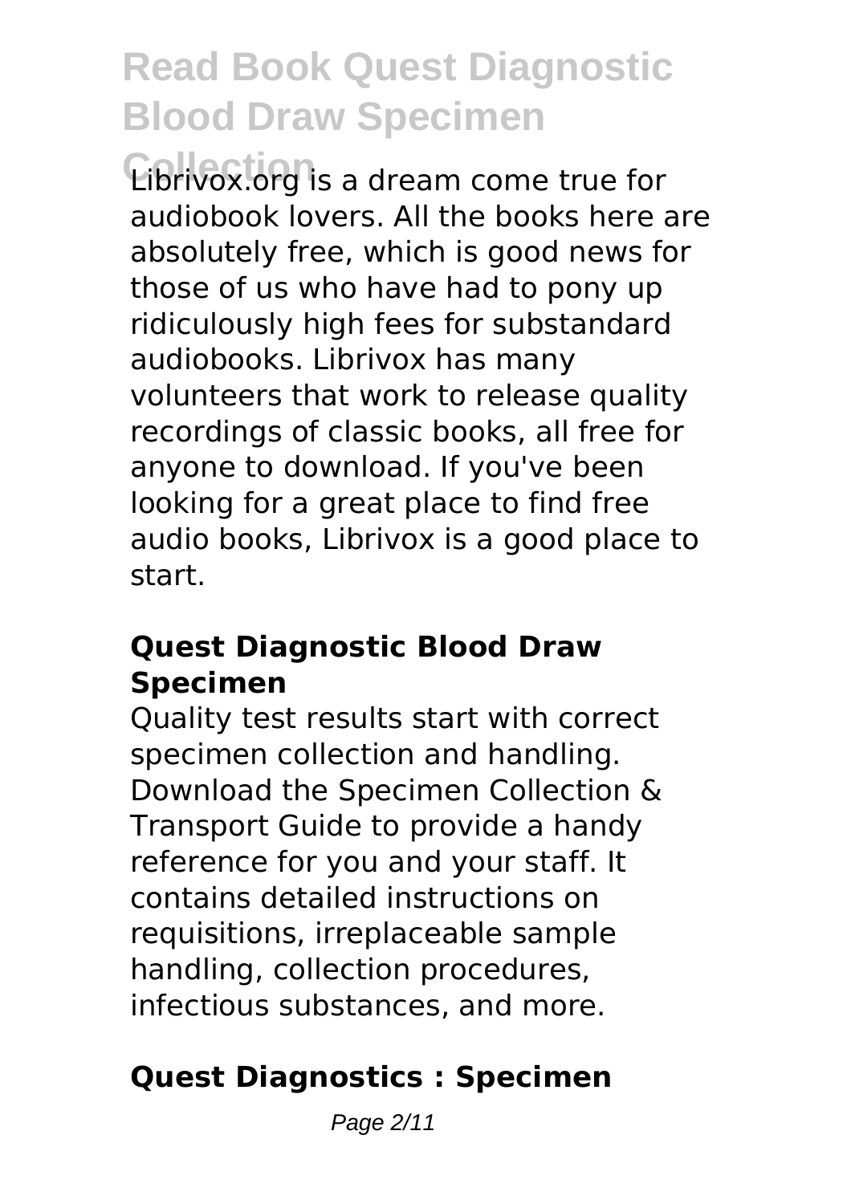Librivox.org is a dream come true for audiobook lovers. All the books here are absolutely free, which is good news for those of us who have had to pony up ridiculously high fees for substandard audiobooks. Librivox has many volunteers that work to release quality recordings of classic books, all free for anyone to download. If you've been looking for a great place to find free audio books, Librivox is a good place to start.

## Quest Diagnostic Blood Draw Specimen

Quality test results start with correct specimen collection and handling. Download the Specimen Collection & Transport Guide to provide a handy reference for you and your staff. It contains detailed instructions on requisitions, irreplaceable sample handling, collection procedures, infectious substances, and more.

## Quest Diagnostics : Specimen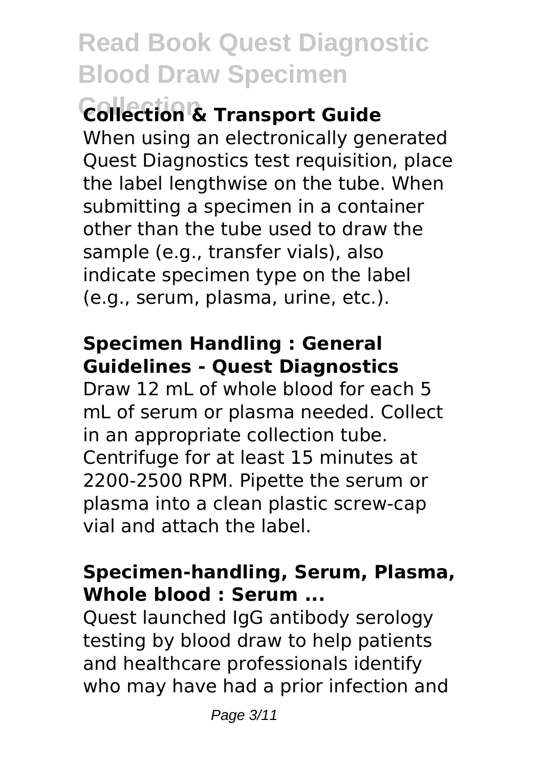### Collection & Transport Guide

When using an electronically generated Quest Diagnostics test requisition, place the label lengthwise on the tube. When submitting a specimen in a container other than the tube used to draw the sample (e.g., transfer vials), also indicate specimen type on the label (e.g., serum, plasma, urine, etc.).

### Specimen Handling : General Guidelines - Quest Diagnostics

Draw 12 mL of whole blood for each 5 mL of serum or plasma needed. Collect in an appropriate collection tube. Centrifuge for at least 15 minutes at 2200-2500 RPM. Pipette the serum or plasma into a clean plastic screw-cap vial and attach the label.

### Specimen-handling, Serum, Plasma, Whole blood : Serum ...

Quest launched IgG antibody serology testing by blood draw to help patients and healthcare professionals identify who may have had a prior infection and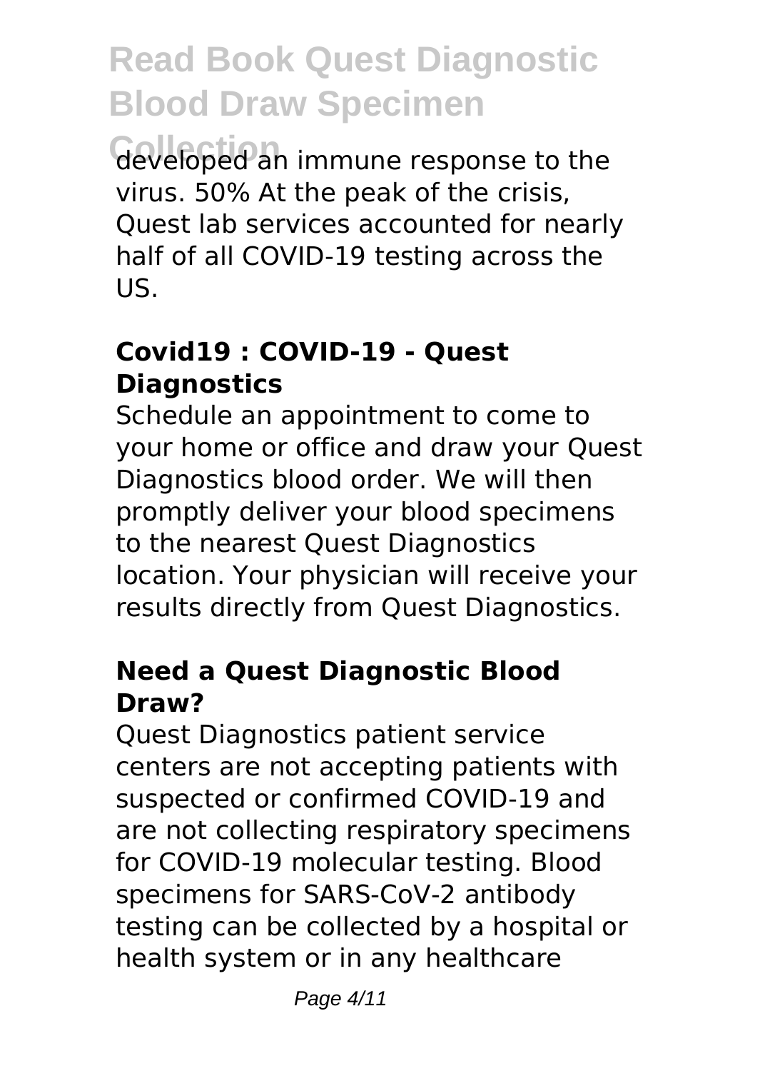developed an immune response to the virus. 50% At the peak of the crisis, Quest lab services accounted for nearly half of all COVID-19 testing across the US.

### Covid19 : COVID-19 - Quest Diagnostics

Schedule an appointment to come to your home or office and draw your Quest Diagnostics blood order. We will then promptly deliver your blood specimens to the nearest Quest Diagnostics location. Your physician will receive your results directly from Quest Diagnostics.

### Need a Quest Diagnostic Blood Draw?

Quest Diagnostics patient service centers are not accepting patients with suspected or confirmed COVID-19 and are not collecting respiratory specimens for COVID-19 molecular testing. Blood specimens for SARS-CoV-2 antibody testing can be collected by a hospital or health system or in any healthcare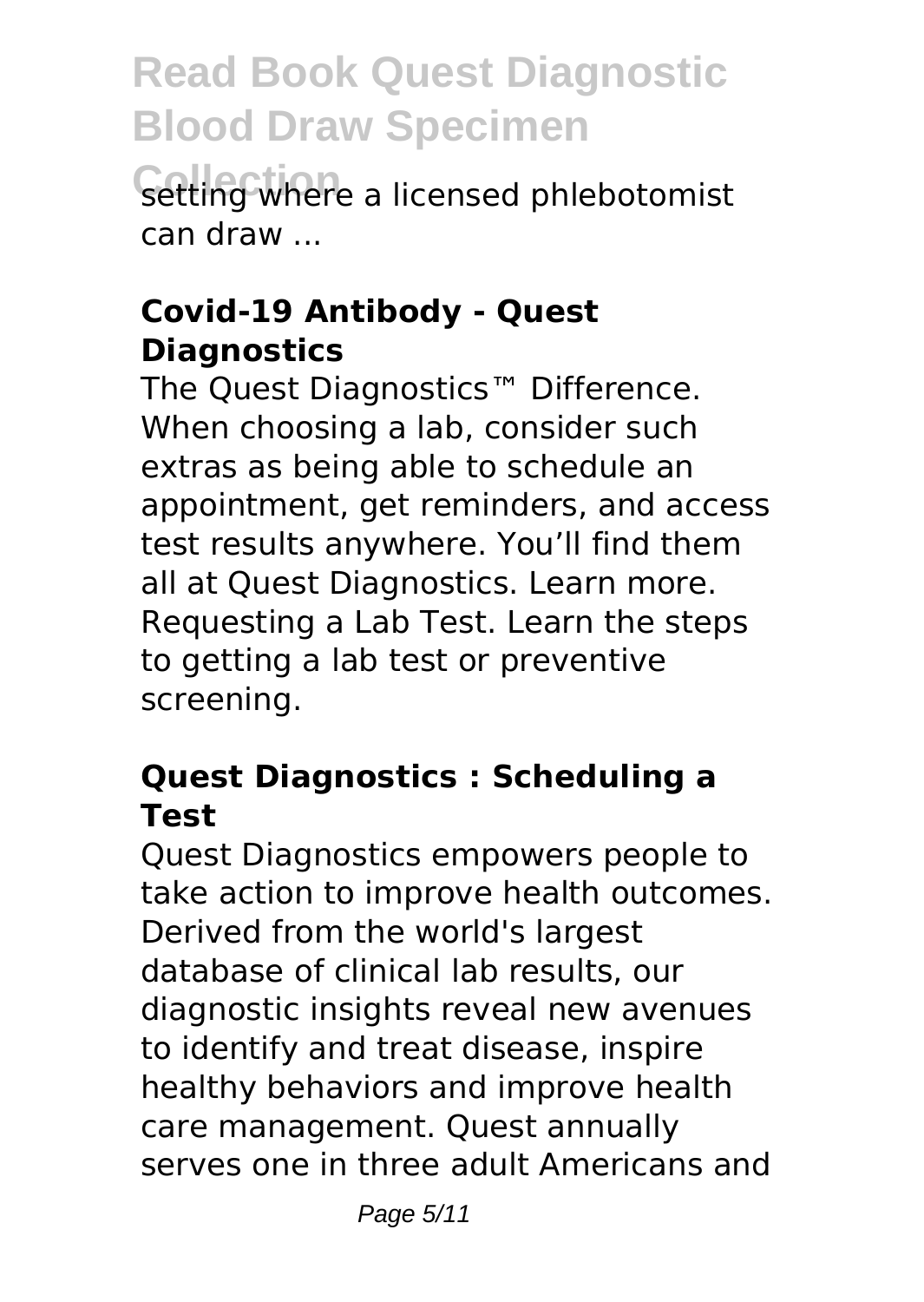setting where a licensed phlebotomist can draw ...

### Covid-19 Antibody - Quest Diagnostics

The Quest Diagnostics™ Difference. When choosing a lab, consider such extras as being able to schedule an appointment, get reminders, and access test results anywhere. You'll find them all at Quest Diagnostics. Learn more. Requesting a Lab Test. Learn the steps to getting a lab test or preventive screening.

### Quest Diagnostics : Scheduling a Test

Quest Diagnostics empowers people to take action to improve health outcomes. Derived from the world's largest database of clinical lab results, our diagnostic insights reveal new avenues to identify and treat disease, inspire healthy behaviors and improve health care management. Quest annually serves one in three adult Americans and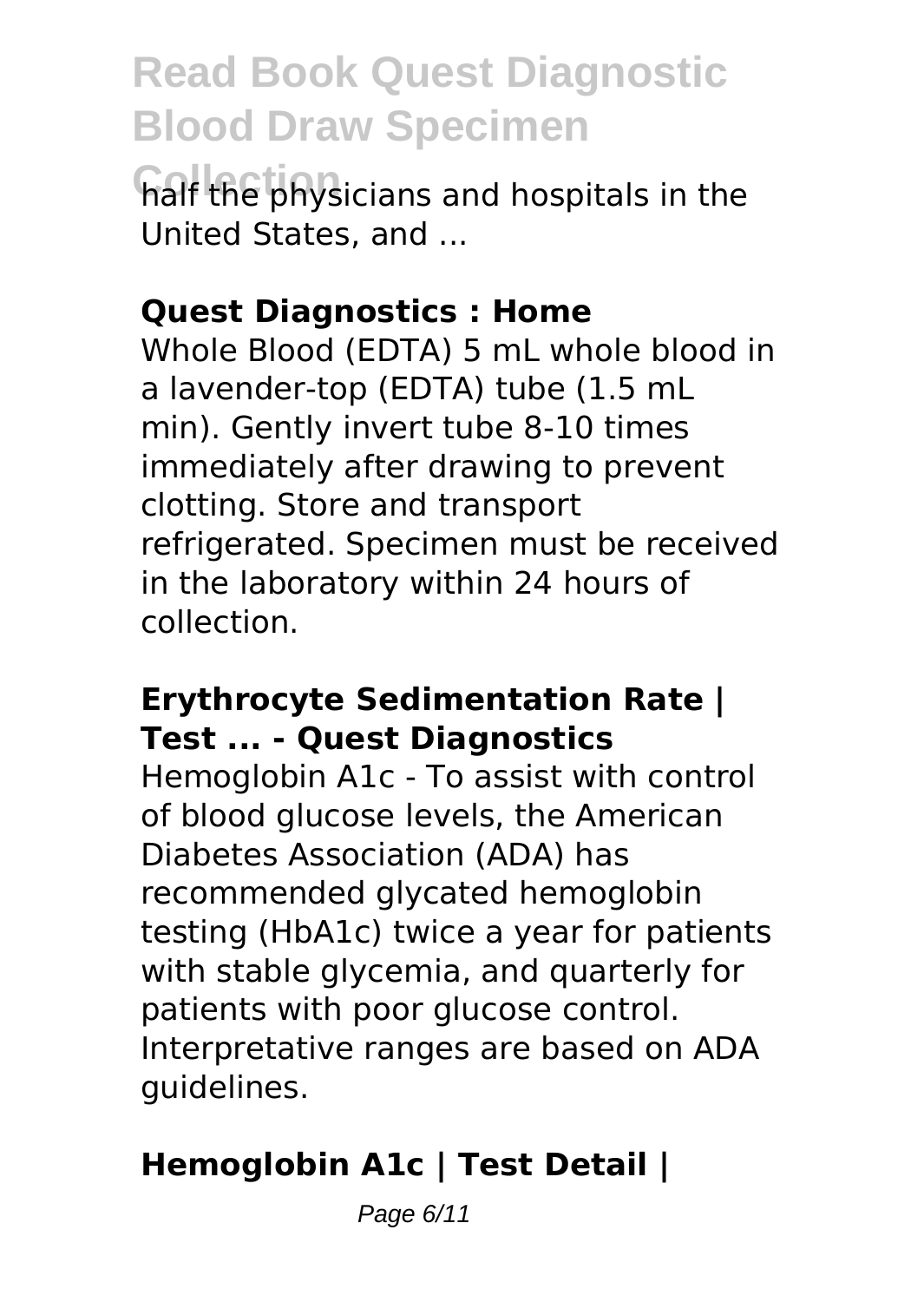half the physicians and hospitals in the United States, and ...

**Quest Diagnostics : Home**

Whole Blood (EDTA) 5 mL whole blood in a lavender-top (EDTA) tube (1.5 mL min). Gently invert tube 8-10 times immediately after drawing to prevent clotting. Store and transport refrigerated. Specimen must be received in the laboratory within 24 hours of collection.

**Erythrocyte Sedimentation Rate | Test ... - Quest Diagnostics**

Hemoglobin A1c - To assist with control of blood glucose levels, the American Diabetes Association (ADA) has recommended glycated hemoglobin testing (HbA1c) twice a year for patients with stable glycemia, and quarterly for patients with poor glucose control. Interpretative ranges are based on ADA guidelines.

**Hemoglobin A1c | Test Detail |**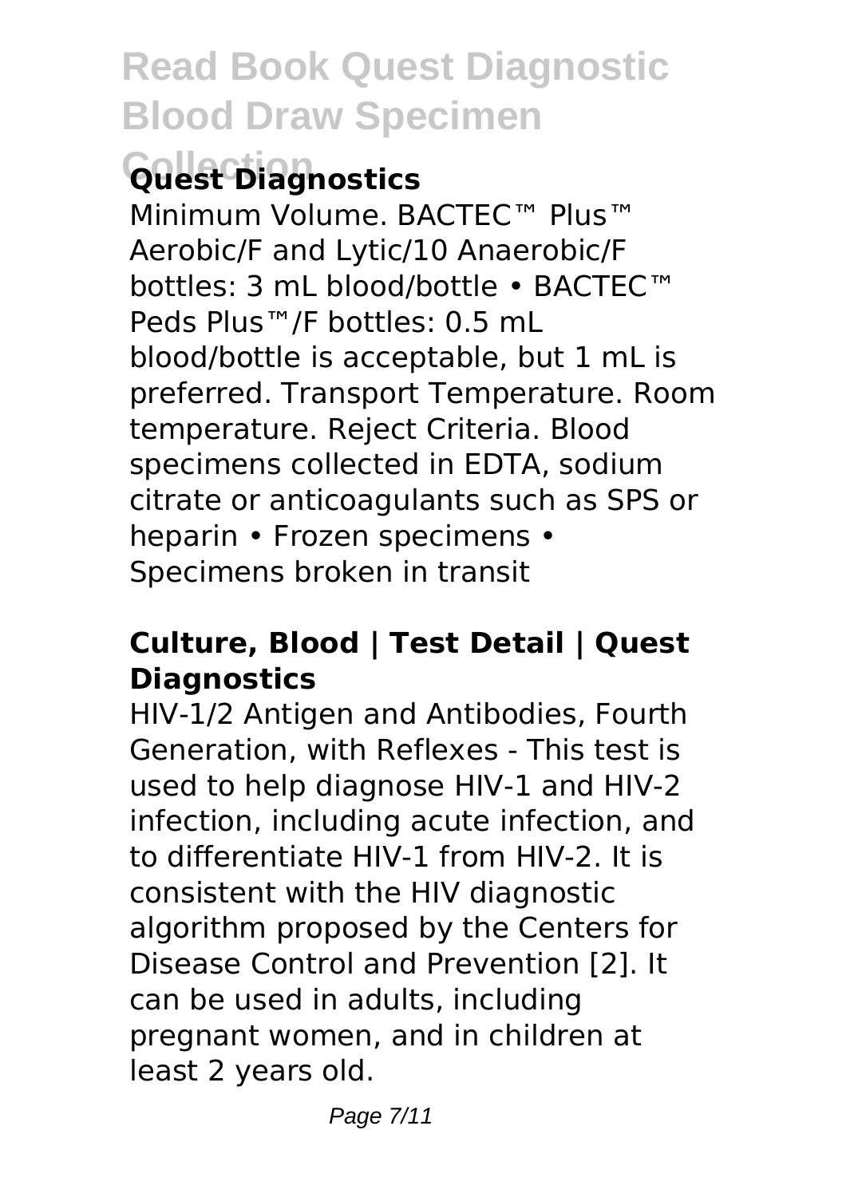## Quest Diagnostics

Minimum Volume. BACTEC™ Plus™ Aerobic/F and Lytic/10 Anaerobic/F bottles: 3 mL blood/bottle • BACTEC™ Peds Plus™/F bottles: 0.5 mL blood/bottle is acceptable, but 1 mL is preferred. Transport Temperature. Room temperature. Reject Criteria. Blood specimens collected in EDTA, sodium citrate or anticoagulants such as SPS or heparin • Frozen specimens • Specimens broken in transit

## Culture, Blood | Test Detail | Quest Diagnostics

HIV-1/2 Antigen and Antibodies, Fourth Generation, with Reflexes - This test is used to help diagnose HIV-1 and HIV-2 infection, including acute infection, and to differentiate HIV-1 from HIV-2. It is consistent with the HIV diagnostic algorithm proposed by the Centers for Disease Control and Prevention [2]. It can be used in adults, including pregnant women, and in children at least 2 years old.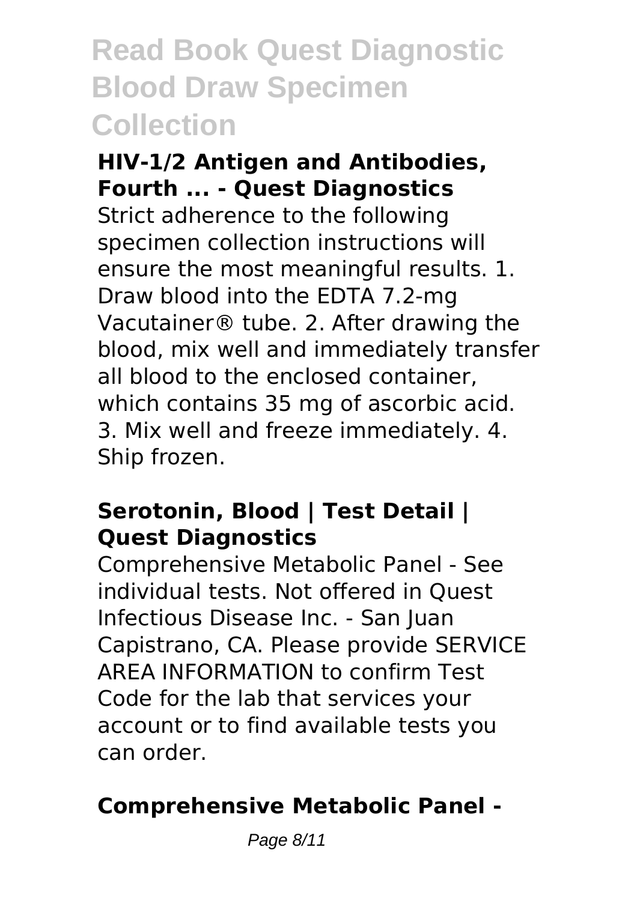### HIV-1/2 Antigen and Antibodies, Fourth ... - Quest Diagnostics

Strict adherence to the following specimen collection instructions will ensure the most meaningful results. 1. Draw blood into the EDTA 7.2-mg Vacutainer® tube. 2. After drawing the blood, mix well and immediately transfer all blood to the enclosed container, which contains 35 mg of ascorbic acid. 3. Mix well and freeze immediately. 4. Ship frozen.

### Serotonin, Blood | Test Detail | Quest Diagnostics

Comprehensive Metabolic Panel - See individual tests. Not offered in Quest Infectious Disease Inc. - San Juan Capistrano, CA. Please provide SERVICE AREA INFORMATION to confirm Test Code for the lab that services your account or to find available tests you can order.

### Comprehensive Metabolic Panel -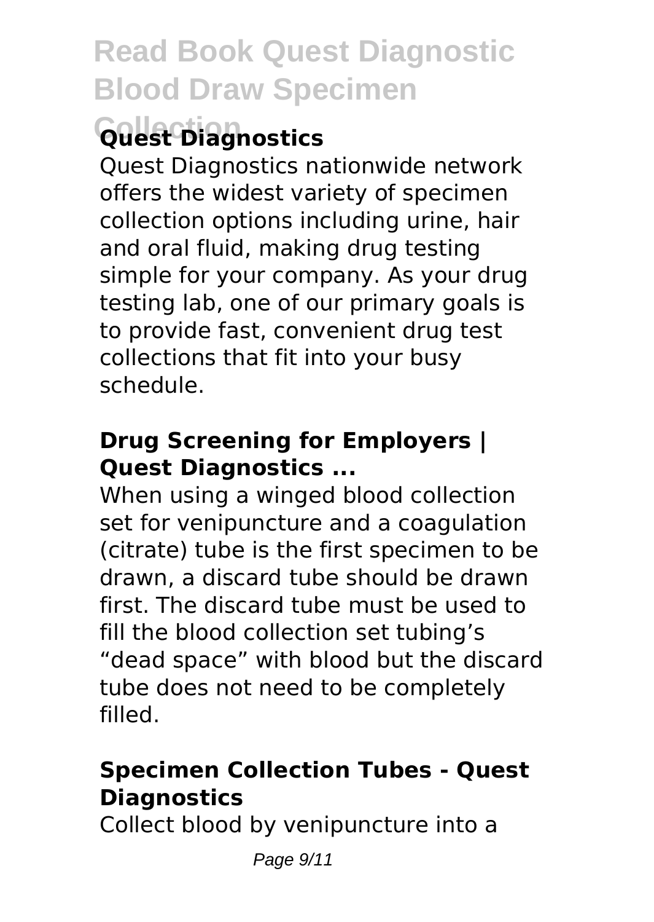## Quest Diagnostics

Quest Diagnostics nationwide network offers the widest variety of specimen collection options including urine, hair and oral fluid, making drug testing simple for your company. As your drug testing lab, one of our primary goals is to provide fast, convenient drug test collections that fit into your busy schedule.

### Drug Screening for Employers | Quest Diagnostics ...

When using a winged blood collection set for venipuncture and a coagulation (citrate) tube is the first specimen to be drawn, a discard tube should be drawn first. The discard tube must be used to fill the blood collection set tubing's "dead space" with blood but the discard tube does not need to be completely filled.

### Specimen Collection Tubes - Quest Diagnostics

Collect blood by venipuncture into a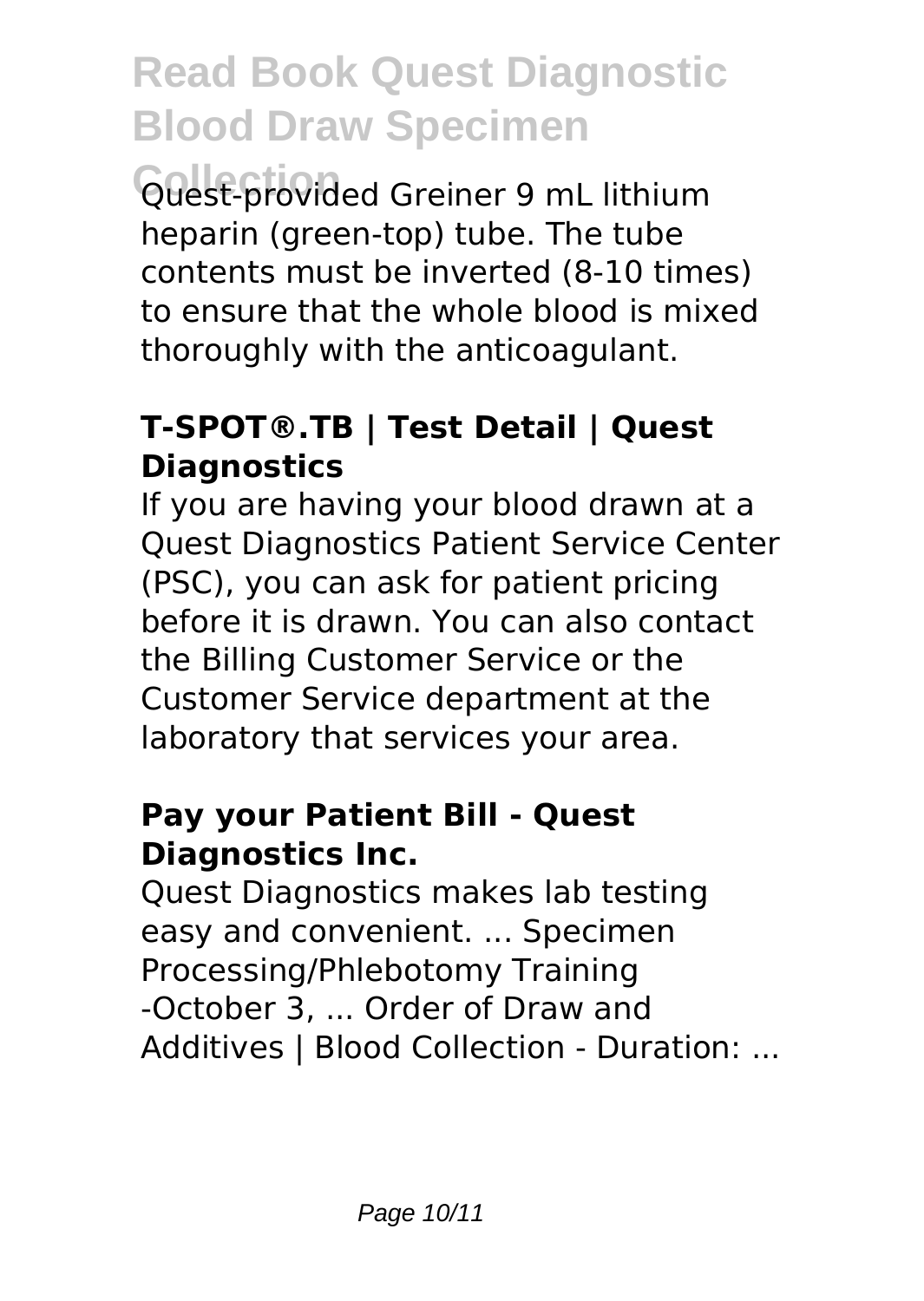Quest-provided Greiner 9 mL lithium heparin (green-top) tube. The tube contents must be inverted (8-10 times) to ensure that the whole blood is mixed thoroughly with the anticoagulant.

### **T-SPOT®.TB | Test Detail | Quest Diagnostics**

If you are having your blood drawn at a Quest Diagnostics Patient Service Center (PSC), you can ask for patient pricing before it is drawn. You can also contact the Billing Customer Service or the Customer Service department at the laboratory that services your area.

### **Pay your Patient Bill - Quest Diagnostics Inc.**

Quest Diagnostics makes lab testing easy and convenient. ... Specimen Processing/Phlebotomy Training -October 3, ... Order of Draw and Additives | Blood Collection - Duration: ...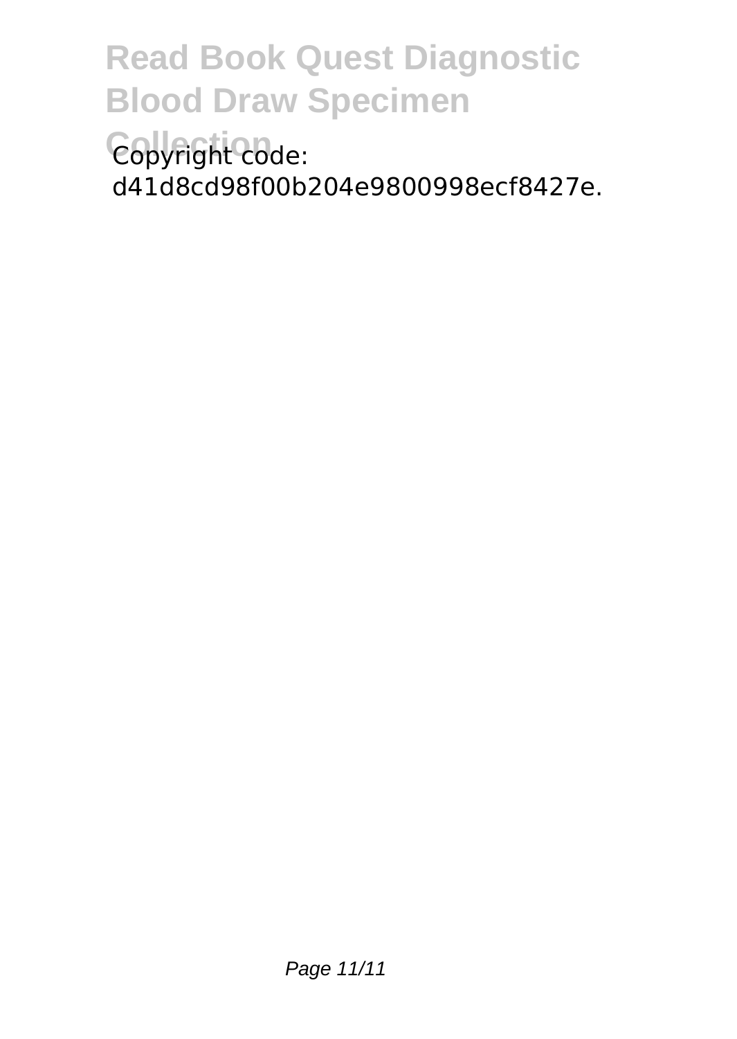Copyright code: d41d8cd98f00b204e9800998ecf8427e.